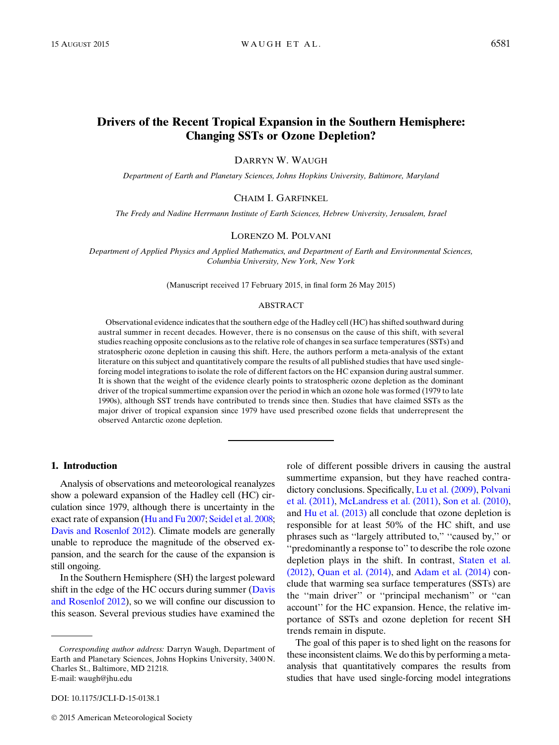# Drivers of the Recent Tropical Expansion in the Southern Hemisphere: Changing SSTs or Ozone Depletion?

DARRYN W. WAUGH

*Department of Earth and Planetary Sciences, Johns Hopkins University, Baltimore, Maryland*

CHAIM I. GARFINKEL

*The Fredy and Nadine Herrmann Institute of Earth Sciences, Hebrew University, Jerusalem, Israel*

LORENZO M. POLVANI

*Department of Applied Physics and Applied Mathematics, and Department of Earth and Environmental Sciences, Columbia University, New York, New York*

(Manuscript received 17 February 2015, in final form 26 May 2015)

## ABSTRACT

Observational evidence indicates that the southern edge of the Hadley cell (HC) has shifted southward during austral summer in recent decades. However, there is no consensus on the cause of this shift, with several studies reaching opposite conclusions as to the relative role of changes in sea surface temperatures (SSTs) and stratospheric ozone depletion in causing this shift. Here, the authors perform a meta-analysis of the extant literature on this subject and quantitatively compare the results of all published studies that have used single-forcing model integrations to isolate the role of different factors on the HC expansion during austral summer. It is shown that the weight of the evidence clearly points to stratospheric ozone depletion as the dominant driver of the tropical summertime expansion over the period in which an ozone hole was formed (1979 to late 1990s), although SST trends have contributed to trends since then. Studies that have claimed SSTs as the major driver of tropical expansion since 1979 have used prescribed ozone fields that underrepresent the observed Antarctic ozone depletion.

## 1. Introduction

Analysis of observations and meteorological reanalyzes show a poleward expansion of the Hadley cell (HC) circulation since 1979, although there is uncertainty in the exact rate of expansion (Hu and Fu 2007; Seidel et al. 2008; Davis and Rosenlof 2012). Climate models are generally unable to reproduce the magnitude of the observed expansion, and the search for the cause of the expansion is still ongoing.

In the Southern Hemisphere (SH) the largest poleward shift in the edge of the HC occurs during summer (Davis and Rosenlof 2012), so we will confine our discussion to this season. Several previous studies have examined the role of different possible drivers in causing the austral summertime expansion, but they have reached contradictory conclusions. Specifically, Lu et al. (2009), Polvani et al. (2011), McLandress et al. (2011), Son et al. (2010), and Hu et al. (2013) all conclude that ozone depletion is responsible for at least 50% of the HC shift, and use phrases such as "largely attributed to," "caused by," or "predominantly a response to" to describe the role ozone depletion plays in the shift. In contrast, Staten et al. (2012), Quan et al. (2014), and Adam et al. (2014) conclude that warming sea surface temperatures (SSTs) are the "main driver" or "principal mechanism" or "can account" for the HC expansion. Hence, the relative importance of SSTs and ozone depletion for recent SH trends remain in dispute.

The goal of this paper is to shed light on the reasons for these inconsistent claims. We do this by performing a meta-analysis that quantitatively compares the results from studies that have used single-forcing model integrations

---

*Corresponding author address:* Darryn Waugh, Department of Earth and Planetary Sciences, Johns Hopkins University, 3400 N. Charles St., Baltimore, MD 21218.
E-mail: waugh@jhu.edu

DOI: 10.1175/JCLI-D-15-0138.1

© 2015 American Meteorological Society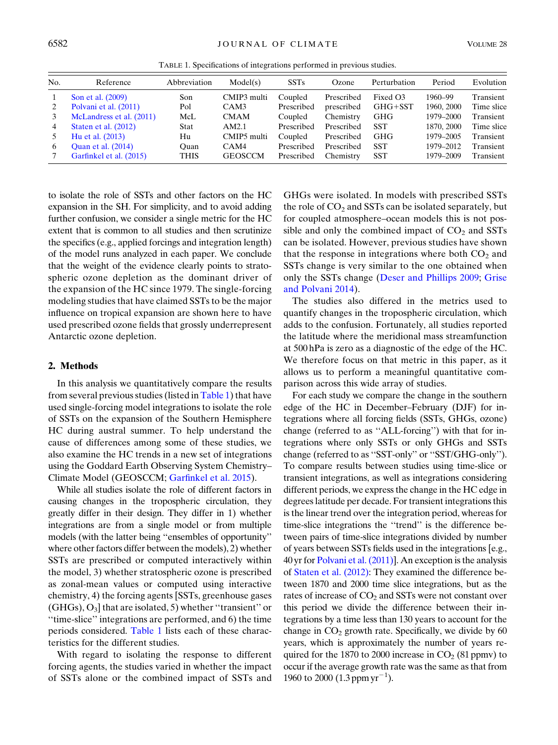TABLE 1. Specifications of integrations performed in previous studies.

| No. | Reference | Abbreviation | Model(s) | SSTs | Ozone | Perturbation | Period | Evolution |
|---|---|---|---|---|---|---|---|---|
| 1 | Son et al. (2009) | Son | CMIP3 multi | Coupled | Prescribed | Fixed O3 | 1960–99 | Transient |
| 2 | Polvani et al. (2011) | Pol | CAM3 | Prescribed | prescribed | GHG+SST | 1960, 2000 | Time slice |
| 3 | McLandress et al. (2011) | McL | CMAM | Coupled | Chemistry | GHG | 1979–2000 | Transient |
| 4 | Staten et al. (2012) | Stat | AM2.1 | Prescribed | Prescribed | SST | 1870, 2000 | Time slice |
| 5 | Hu et al. (2013) | Hu | CMIP5 multi | Coupled | Prescribed | GHG | 1979–2005 | Transient |
| 6 | Quan et al. (2014) | Quan | CAM4 | Prescribed | Prescribed | SST | 1979–2012 | Transient |
| 7 | Garfinkel et al. (2015) | THIS | GEOSCCM | Prescribed | Chemistry | SST | 1979–2009 | Transient |

to isolate the role of SSTs and other factors on the HC expansion in the SH. For simplicity, and to avoid adding further confusion, we consider a single metric for the HC extent that is common to all studies and then scrutinize the specifics (e.g., applied forcings and integration length) of the model runs analyzed in each paper. We conclude that the weight of the evidence clearly points to stratospheric ozone depletion as the dominant driver of the expansion of the HC since 1979. The single-forcing modeling studies that have claimed SSTs to be the major influence on tropical expansion are shown here to have used prescribed ozone fields that grossly underrepresent Antarctic ozone depletion.

## 2. Methods

In this analysis we quantitatively compare the results from several previous studies (listed in Table 1) that have used single-forcing model integrations to isolate the role of SSTs on the expansion of the Southern Hemisphere HC during austral summer. To help understand the cause of differences among some of these studies, we also examine the HC trends in a new set of integrations using the Goddard Earth Observing System Chemistry–Climate Model (GEOSCCM; Garfinkel et al. 2015).

While all studies isolate the role of different factors in causing changes in the tropospheric circulation, they greatly differ in their design. They differ in 1) whether integrations are from a single model or from multiple models (with the latter being "ensembles of opportunity" where other factors differ between the models), 2) whether SSTs are prescribed or computed interactively within the model, 3) whether stratospheric ozone is prescribed as zonal-mean values or computed using interactive chemistry, 4) the forcing agents [SSTs, greenhouse gases (GHGs), $O_3$] that are isolated, 5) whether "transient" or "time-slice" integrations are performed, and 6) the time periods considered. Table 1 lists each of these characteristics for the different studies.

With regard to isolating the response to different forcing agents, the studies varied in whether the impact of SSTs alone or the combined impact of SSTs and GHGs were isolated. In models with prescribed SSTs the role of $CO_2$ and SSTs can be isolated separately, but for coupled atmosphere–ocean models this is not possible and only the combined impact of $CO_2$ and SSTs can be isolated. However, previous studies have shown that the response in integrations where both $CO_2$ and SSTs change is very similar to the one obtained when only the SSTs change (Deser and Phillips 2009; Grise and Polvani 2014).

The studies also differed in the metrics used to quantify changes in the tropospheric circulation, which adds to the confusion. Fortunately, all studies reported the latitude where the meridional mass streamfunction at 500 hPa is zero as a diagnostic of the edge of the HC. We therefore focus on that metric in this paper, as it allows us to perform a meaningful quantitative comparison across this wide array of studies.

For each study we compare the change in the southern edge of the HC in December–February (DJF) for integrations where all forcing fields (SSTs, GHGs, ozone) change (referred to as "ALL-forcing") with that for integrations where only SSTs or only GHGs and SSTs change (referred to as "SST-only" or "SST/GHG-only"). To compare results between studies using time-slice or transient integrations, as well as integrations considering different periods, we express the change in the HC edge in degrees latitude per decade. For transient integrations this is the linear trend over the integration period, whereas for time-slice integrations the "trend" is the difference between pairs of time-slice integrations divided by number of years between SSTs fields used in the integrations [e.g., 40 yr for Polvani et al. (2011)]. An exception is the analysis of Staten et al. (2012): They examined the difference between 1870 and 2000 time slice integrations, but as the rates of increase of $CO_2$ and SSTs were not constant over this period we divide the difference between their integrations by a time less than 130 years to account for the change in $CO_2$ growth rate. Specifically, we divide by 60 years, which is approximately the number of years required for the 1870 to 2000 increase in $CO_2$ (81 ppmv) to occur if the average growth rate was the same as that from 1960 to 2000 (1.3 ppm $yr^{-1}$).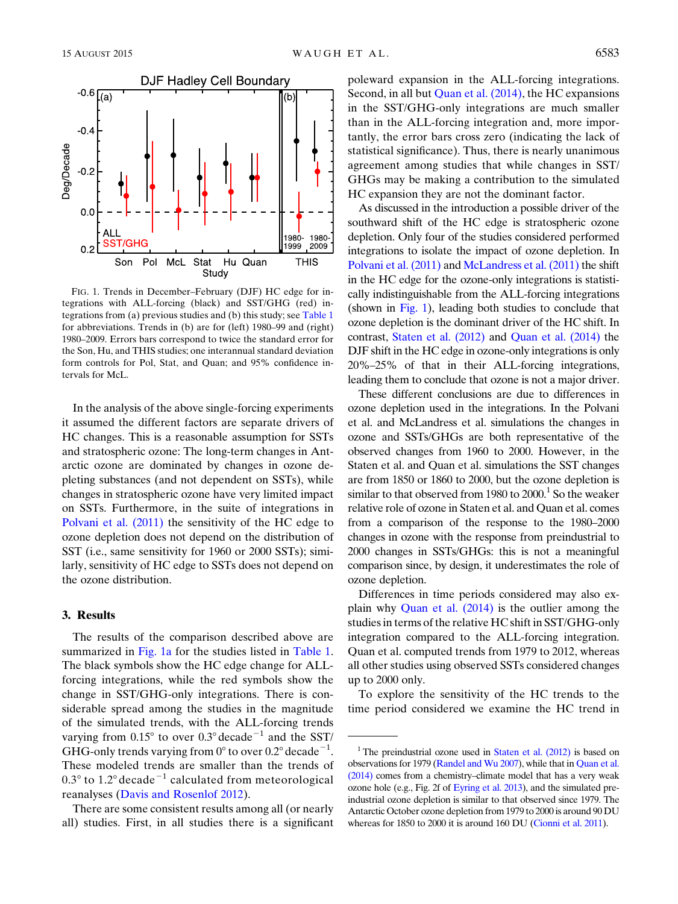FIG. 1. Trends in December–February (DJF) HC edge for integrations with ALL-forcing (black) and SST/GHG (red) integrations from (a) previous studies and (b) this study; see Table 1 for abbreviations. Trends in (b) are for (left) 1980–99 and (right) 1980–2009. Errors bars correspond to twice the standard error for the Son, Hu, and THIS studies; one interannual standard deviation form controls for Pol, Stat, and Quan; and 95% confidence intervals for McL.

In the analysis of the above single-forcing experiments it assumed the different factors are separate drivers of HC changes. This is a reasonable assumption for SSTs and stratospheric ozone: The long-term changes in Antarctic ozone are dominated by changes in ozone depleting substances (and not dependent on SSTs), while changes in stratospheric ozone have very limited impact on SSTs. Furthermore, in the suite of integrations in Polvani et al. (2011) the sensitivity of the HC edge to ozone depletion does not depend on the distribution of SST (i.e., same sensitivity for 1960 or 2000 SSTs); similarly, sensitivity of HC edge to SSTs does not depend on the ozone distribution.

## 3. Results

The results of the comparison described above are summarized in Fig. 1a for the studies listed in Table 1. The black symbols show the HC edge change for ALL-forcing integrations, while the red symbols show the change in SST/GHG-only integrations. There is considerable spread among the studies in the magnitude of the simulated trends, with the ALL-forcing trends varying from 0.15° to over 0.3° $\mathrm{decade}^{-1}$ and the SST/GHG-only trends varying from 0° to over 0.2° $\mathrm{decade}^{-1}$. These modeled trends are smaller than the trends of 0.3° to 1.2° $\mathrm{decade}^{-1}$ calculated from meteorological reanalyses (Davis and Rosenlof 2012).

There are some consistent results among all (or nearly all) studies. First, in all studies there is a significant poleward expansion in the ALL-forcing integrations. Second, in all but Quan et al. (2014), the HC expansions in the SST/GHG-only integrations are much smaller than in the ALL-forcing integration and, more importantly, the error bars cross zero (indicating the lack of statistical significance). Thus, there is nearly unanimous agreement among studies that while changes in SST/GHGs may be making a contribution to the simulated HC expansion they are not the dominant factor.

As discussed in the introduction a possible driver of the southward shift of the HC edge is stratospheric ozone depletion. Only four of the studies considered performed integrations to isolate the impact of ozone depletion. In Polvani et al. (2011) and McLandress et al. (2011) the shift in the HC edge for the ozone-only integrations is statistically indistinguishable from the ALL-forcing integrations (shown in Fig. 1), leading both studies to conclude that ozone depletion is the dominant driver of the HC shift. In contrast, Staten et al. (2012) and Quan et al. (2014) the DJF shift in the HC edge in ozone-only integrations is only 20%–25% of that in their ALL-forcing integrations, leading them to conclude that ozone is not a major driver.

These different conclusions are due to differences in ozone depletion used in the integrations. In the Polvani et al. and McLandress et al. simulations the changes in ozone and SSTs/GHGs are both representative of the observed changes from 1960 to 2000. However, in the Staten et al. and Quan et al. simulations the SST changes are from 1850 or 1860 to 2000, but the ozone depletion is similar to that observed from 1980 to 2000.[1] So the weaker relative role of ozone in Staten et al. and Quan et al. comes from a comparison of the response to the 1980–2000 changes in ozone with the response from preindustrial to 2000 changes in SSTs/GHGs: this is not a meaningful comparison since, by design, it underestimates the role of ozone depletion.

Differences in time periods considered may also explain why Quan et al. (2014) is the outlier among the studies in terms of the relative HC shift in SST/GHG-only integration compared to the ALL-forcing integration. Quan et al. computed trends from 1979 to 2012, whereas all other studies using observed SSTs considered changes up to 2000 only.

To explore the sensitivity of the HC trends to the time period considered we examine the HC trend in

---

[1] The preindustrial ozone used in Staten et al. (2012) is based on observations for 1979 (Randel and Wu 2007), while that in Quan et al. (2014) comes from a chemistry–climate model that has a very weak ozone hole (e.g., Fig. 2f of Eyring et al. 2013), and the simulated preindustrial ozone depletion is similar to that observed since 1979. The Antarctic October ozone depletion from 1979 to 2000 is around 90 DU whereas for 1850 to 2000 it is around 160 DU (Cionni et al. 2011).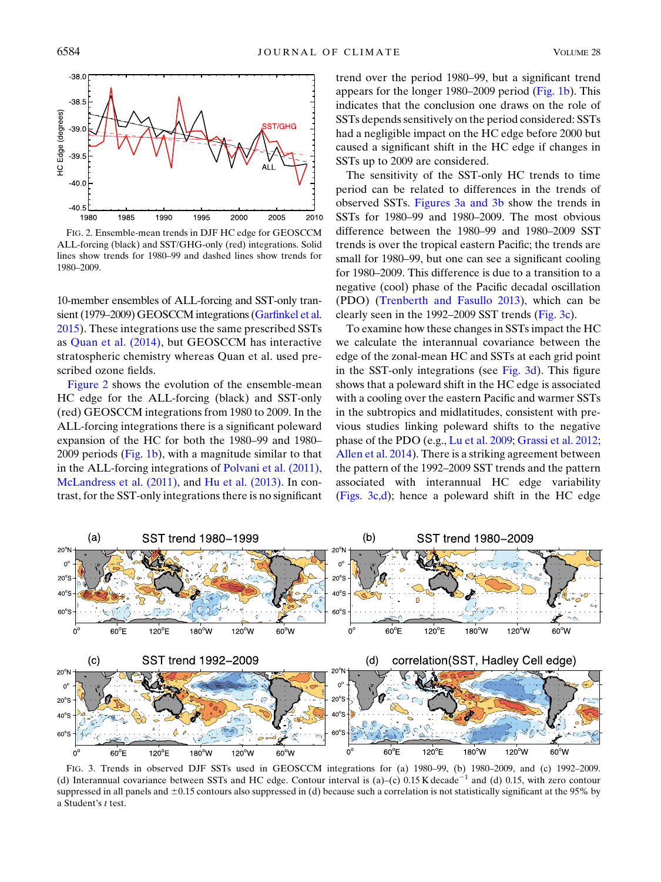FIG. 2. Ensemble-mean trends in DJF HC edge for GEOSCCM ALL-forcing (black) and SST/GHG-only (red) integrations. Solid lines show trends for 1980–99 and dashed lines show trends for 1980–2009.

10-member ensembles of ALL-forcing and SST-only transient (1979–2009) GEOSCCM integrations (Garfinkel et al. 2015). These integrations use the same prescribed SSTs as Quan et al. (2014), but GEOSCCM has interactive stratospheric chemistry whereas Quan et al. used prescribed ozone fields.

Figure 2 shows the evolution of the ensemble-mean HC edge for the ALL-forcing (black) and SST-only (red) GEOSCCM integrations from 1980 to 2009. In the ALL-forcing integrations there is a significant poleward expansion of the HC for both the 1980–99 and 1980–2009 periods (Fig. 1b), with a magnitude similar to that in the ALL-forcing integrations of Polvani et al. (2011), McLandress et al. (2011), and Hu et al. (2013). In contrast, for the SST-only integrations there is no significant trend over the period 1980–99, but a significant trend appears for the longer 1980–2009 period (Fig. 1b). This indicates that the conclusion one draws on the role of SSTs depends sensitively on the period considered: SSTs had a negligible impact on the HC edge before 2000 but caused a significant shift in the HC edge if changes in SSTs up to 2009 are considered.

The sensitivity of the SST-only HC trends to time period can be related to differences in the trends of observed SSTs. Figures 3a and 3b show the trends in SSTs for 1980–99 and 1980–2009. The most obvious difference between the 1980–99 and 1980–2009 SST trends is over the tropical eastern Pacific; the trends are small for 1980–99, but one can see a significant cooling for 1980–2009. This difference is due to a transition to a negative (cool) phase of the Pacific decadal oscillation (PDO) (Trenberth and Fasullo 2013), which can be clearly seen in the 1992–2009 SST trends (Fig. 3c).

To examine how these changes in SSTs impact the HC we calculate the interannual covariance between the edge of the zonal-mean HC and SSTs at each grid point in the SST-only integrations (see Fig. 3d). This figure shows that a poleward shift in the HC edge is associated with a cooling over the eastern Pacific and warmer SSTs in the subtropics and midlatitudes, consistent with previous studies linking poleward shifts to the negative phase of the PDO (e.g., Lu et al. 2009; Grassi et al. 2012; Allen et al. 2014). There is a striking agreement between the pattern of the 1992–2009 SST trends and the pattern associated with interannual HC edge variability (Figs. 3c,d); hence a poleward shift in the HC edge

FIG. 3. Trends in observed DJF SSTs used in GEOSCCM integrations for (a) 1980–99, (b) 1980–2009, and (c) 1992–2009. (d) Interannual covariance between SSTs and HC edge. Contour interval is (a)–(c) 0.15 K decade$^{-1}$ and (d) 0.15, with zero contour suppressed in all panels and $\pm 0.15$ contours also suppressed in (d) because such a correlation is not statistically significant at the 95% by a Student's $t$ test.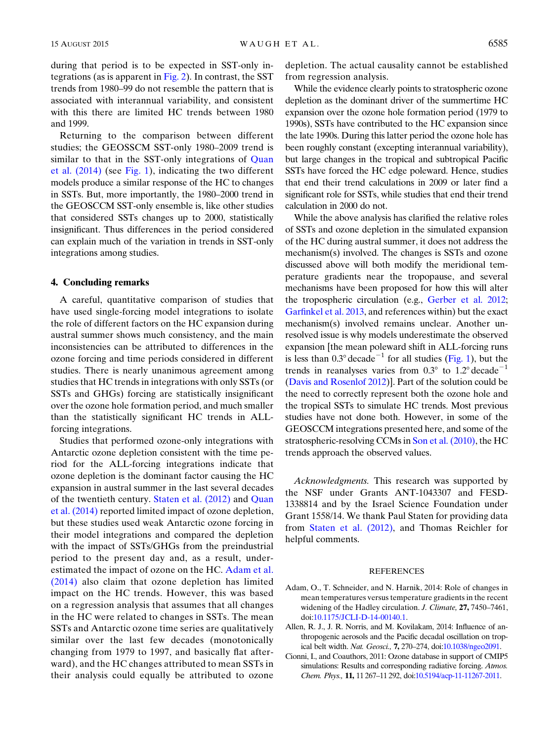during that period is to be expected in SST-only integrations (as is apparent in Fig. 2). In contrast, the SST trends from 1980–99 do not resemble the pattern that is associated with interannual variability, and consistent with this there are limited HC trends between 1980 and 1999.

Returning to the comparison between different studies; the GEOSSCM SST-only 1980–2009 trend is similar to that in the SST-only integrations of Quan et al. (2014) (see Fig. 1), indicating the two different models produce a similar response of the HC to changes in SSTs. But, more importantly, the 1980–2000 trend in the GEOSCCM SST-only ensemble is, like other studies that considered SSTs changes up to 2000, statistically insignificant. Thus differences in the period considered can explain much of the variation in trends in SST-only integrations among studies.

## 4. Concluding remarks

A careful, quantitative comparison of studies that have used single-forcing model integrations to isolate the role of different factors on the HC expansion during austral summer shows much consistency, and the main inconsistencies can be attributed to differences in the ozone forcing and time periods considered in different studies. There is nearly unanimous agreement among studies that HC trends in integrations with only SSTs (or SSTs and GHGs) forcing are statistically insignificant over the ozone hole formation period, and much smaller than the statistically significant HC trends in ALL-forcing integrations.

Studies that performed ozone-only integrations with Antarctic ozone depletion consistent with the time period for the ALL-forcing integrations indicate that ozone depletion is the dominant factor causing the HC expansion in austral summer in the last several decades of the twentieth century. Staten et al. (2012) and Quan et al. (2014) reported limited impact of ozone depletion, but these studies used weak Antarctic ozone forcing in their model integrations and compared the depletion with the impact of SSTs/GHGs from the preindustrial period to the present day and, as a result, underestimated the impact of ozone on the HC. Adam et al. (2014) also claim that ozone depletion has limited impact on the HC trends. However, this was based on a regression analysis that assumes that all changes in the HC were related to changes in SSTs. The mean SSTs and Antarctic ozone time series are qualitatively similar over the last few decades (monotonically changing from 1979 to 1997, and basically flat afterward), and the HC changes attributed to mean SSTs in their analysis could equally be attributed to ozone depletion. The actual causality cannot be established from regression analysis.

While the evidence clearly points to stratospheric ozone depletion as the dominant driver of the summertime HC expansion over the ozone hole formation period (1979 to 1990s), SSTs have contributed to the HC expansion since the late 1990s. During this latter period the ozone hole has been roughly constant (excepting interannual variability), but large changes in the tropical and subtropical Pacific SSTs have forced the HC edge poleward. Hence, studies that end their trend calculations in 2009 or later find a significant role for SSTs, while studies that end their trend calculation in 2000 do not.

While the above analysis has clarified the relative roles of SSTs and ozone depletion in the simulated expansion of the HC during austral summer, it does not address the mechanism(s) involved. The changes is SSTs and ozone discussed above will both modify the meridional temperature gradients near the tropopause, and several mechanisms have been proposed for how this will alter the tropospheric circulation (e.g., Gerber et al. 2012; Garfinkel et al. 2013, and references within) but the exact mechanism(s) involved remains unclear. Another unresolved issue is why models underestimate the observed expansion [the mean poleward shift in ALL-forcing runs is less than $0.3°$ decade$^{-1}$ for all studies (Fig. 1), but the trends in reanalyses varies from $0.3°$ to $1.2°$ decade$^{-1}$ (Davis and Rosenlof 2012)]. Part of the solution could be the need to correctly represent both the ozone hole and the tropical SSTs to simulate HC trends. Most previous studies have not done both. However, in some of the GEOSCCM integrations presented here, and some of the stratospheric-resolving CCMs in Son et al. (2010), the HC trends approach the observed values.

*Acknowledgments.* This research was supported by the NSF under Grants ANT-1043307 and FESD-1338814 and by the Israel Science Foundation under Grant 1558/14. We thank Paul Staten for providing data from Staten et al. (2012), and Thomas Reichler for helpful comments.

## REFERENCES

Adam, O., T. Schneider, and N. Harnik, 2014: Role of changes in mean temperatures versus temperature gradients in the recent widening of the Hadley circulation. *J. Climate,* **27,** 7450–7461, doi:10.1175/JCLI-D-14-00140.1.

Allen, R. J., J. R. Norris, and M. Kovilakam, 2014: Influence of anthropogenic aerosols and the Pacific decadal oscillation on tropical belt width. *Nat. Geosci.,* **7,** 270–274, doi:10.1038/ngeo2091.

Cionni, I., and Coauthors, 2011: Ozone database in support of CMIP5 simulations: Results and corresponding radiative forcing. *Atmos. Chem. Phys.,* **11,** 11 267–11 292, doi:10.5194/acp-11-11267-2011.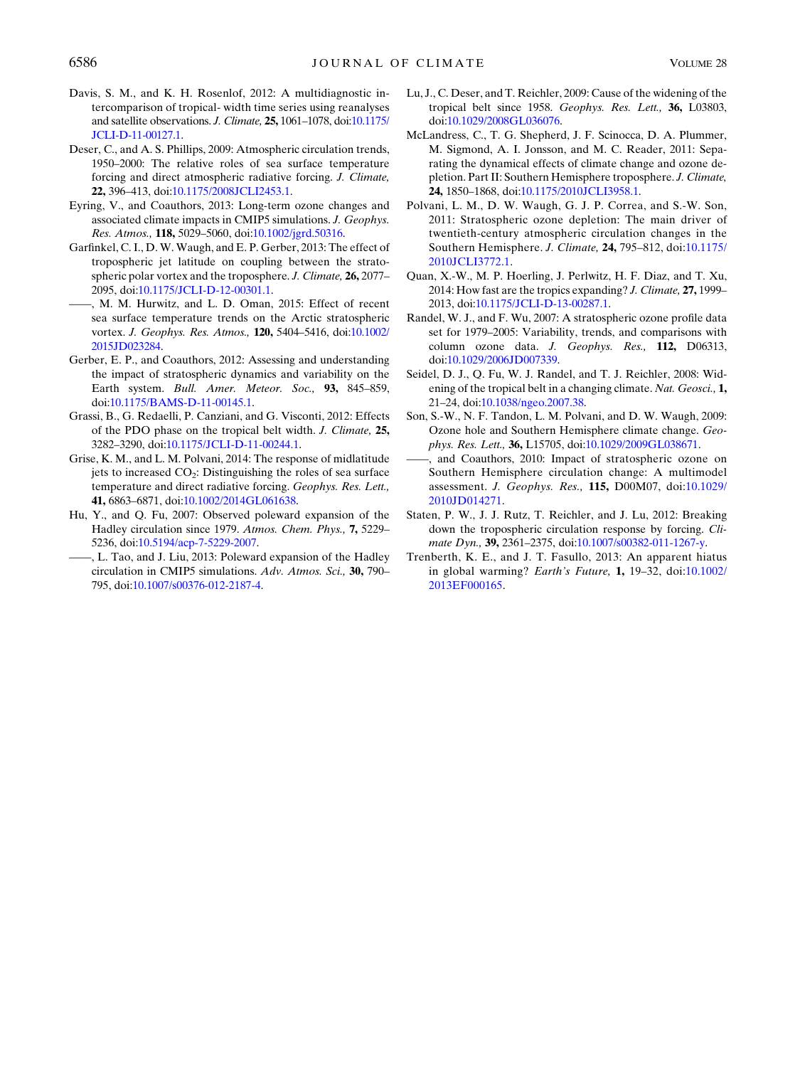Davis, S. M., and K. H. Rosenlof, 2012: A multidiagnostic intercomparison of tropical- width time series using reanalyses and satellite observations. *J. Climate,* **25,** 1061–1078, doi:10.1175/JCLI-D-11-00127.1.

Deser, C., and A. S. Phillips, 2009: Atmospheric circulation trends, 1950–2000: The relative roles of sea surface temperature forcing and direct atmospheric radiative forcing. *J. Climate,* **22,** 396–413, doi:10.1175/2008JCLI2453.1.

Eyring, V., and Coauthors, 2013: Long-term ozone changes and associated climate impacts in CMIP5 simulations. *J. Geophys. Res. Atmos.,* **118,** 5029–5060, doi:10.1002/jgrd.50316.

Garfinkel, C. I., D. W. Waugh, and E. P. Gerber, 2013: The effect of tropospheric jet latitude on coupling between the stratospheric polar vortex and the troposphere. *J. Climate,* **26,** 2077–2095, doi:10.1175/JCLI-D-12-00301.1.

——, M. M. Hurwitz, and L. D. Oman, 2015: Effect of recent sea surface temperature trends on the Arctic stratospheric vortex. *J. Geophys. Res. Atmos.,* **120,** 5404–5416, doi:10.1002/2015JD023284.

Gerber, E. P., and Coauthors, 2012: Assessing and understanding the impact of stratospheric dynamics and variability on the Earth system. *Bull. Amer. Meteor. Soc.,* **93,** 845–859, doi:10.1175/BAMS-D-11-00145.1.

Grassi, B., G. Redaelli, P. Canziani, and G. Visconti, 2012: Effects of the PDO phase on the tropical belt width. *J. Climate,* **25,** 3282–3290, doi:10.1175/JCLI-D-11-00244.1.

Grise, K. M., and L. M. Polvani, 2014: The response of midlatitude jets to increased $CO_2$: Distinguishing the roles of sea surface temperature and direct radiative forcing. *Geophys. Res. Lett.,* **41,** 6863–6871, doi:10.1002/2014GL061638.

Hu, Y., and Q. Fu, 2007: Observed poleward expansion of the Hadley circulation since 1979. *Atmos. Chem. Phys.,* **7,** 5229–5236, doi:10.5194/acp-7-5229-2007.

——, L. Tao, and J. Liu, 2013: Poleward expansion of the Hadley circulation in CMIP5 simulations. *Adv. Atmos. Sci.,* **30,** 790–795, doi:10.1007/s00376-012-2187-4.

Lu, J., C. Deser, and T. Reichler, 2009: Cause of the widening of the tropical belt since 1958. *Geophys. Res. Lett.,* **36,** L03803, doi:10.1029/2008GL036076.

McLandress, C., T. G. Shepherd, J. F. Scinocca, D. A. Plummer, M. Sigmond, A. I. Jonsson, and M. C. Reader, 2011: Separating the dynamical effects of climate change and ozone depletion. Part II: Southern Hemisphere troposphere. *J. Climate,* **24,** 1850–1868, doi:10.1175/2010JCLI3958.1.

Polvani, L. M., D. W. Waugh, G. J. P. Correa, and S.-W. Son, 2011: Stratospheric ozone depletion: The main driver of twentieth-century atmospheric circulation changes in the Southern Hemisphere. *J. Climate,* **24,** 795–812, doi:10.1175/2010JCLI3772.1.

Quan, X.-W., M. P. Hoerling, J. Perlwitz, H. F. Diaz, and T. Xu, 2014: How fast are the tropics expanding? *J. Climate,* **27,** 1999–2013, doi:10.1175/JCLI-D-13-00287.1.

Randel, W. J., and F. Wu, 2007: A stratospheric ozone profile data set for 1979–2005: Variability, trends, and comparisons with column ozone data. *J. Geophys. Res.,* **112,** D06313, doi:10.1029/2006JD007339.

Seidel, D. J., Q. Fu, W. J. Randel, and T. J. Reichler, 2008: Widening of the tropical belt in a changing climate. *Nat. Geosci.,* **1,** 21–24, doi:10.1038/ngeo.2007.38.

Son, S.-W., N. F. Tandon, L. M. Polvani, and D. W. Waugh, 2009: Ozone hole and Southern Hemisphere climate change. *Geophys. Res. Lett.,* **36,** L15705, doi:10.1029/2009GL038671.

——, and Coauthors, 2010: Impact of stratospheric ozone on Southern Hemisphere circulation change: A multimodel assessment. *J. Geophys. Res.,* **115,** D00M07, doi:10.1029/2010JD014271.

Staten, P. W., J. J. Rutz, T. Reichler, and J. Lu, 2012: Breaking down the tropospheric circulation response by forcing. *Climate Dyn.,* **39,** 2361–2375, doi:10.1007/s00382-011-1267-y.

Trenberth, K. E., and J. T. Fasullo, 2013: An apparent hiatus in global warming? *Earth's Future,* **1,** 19–32, doi:10.1002/2013EF000165.